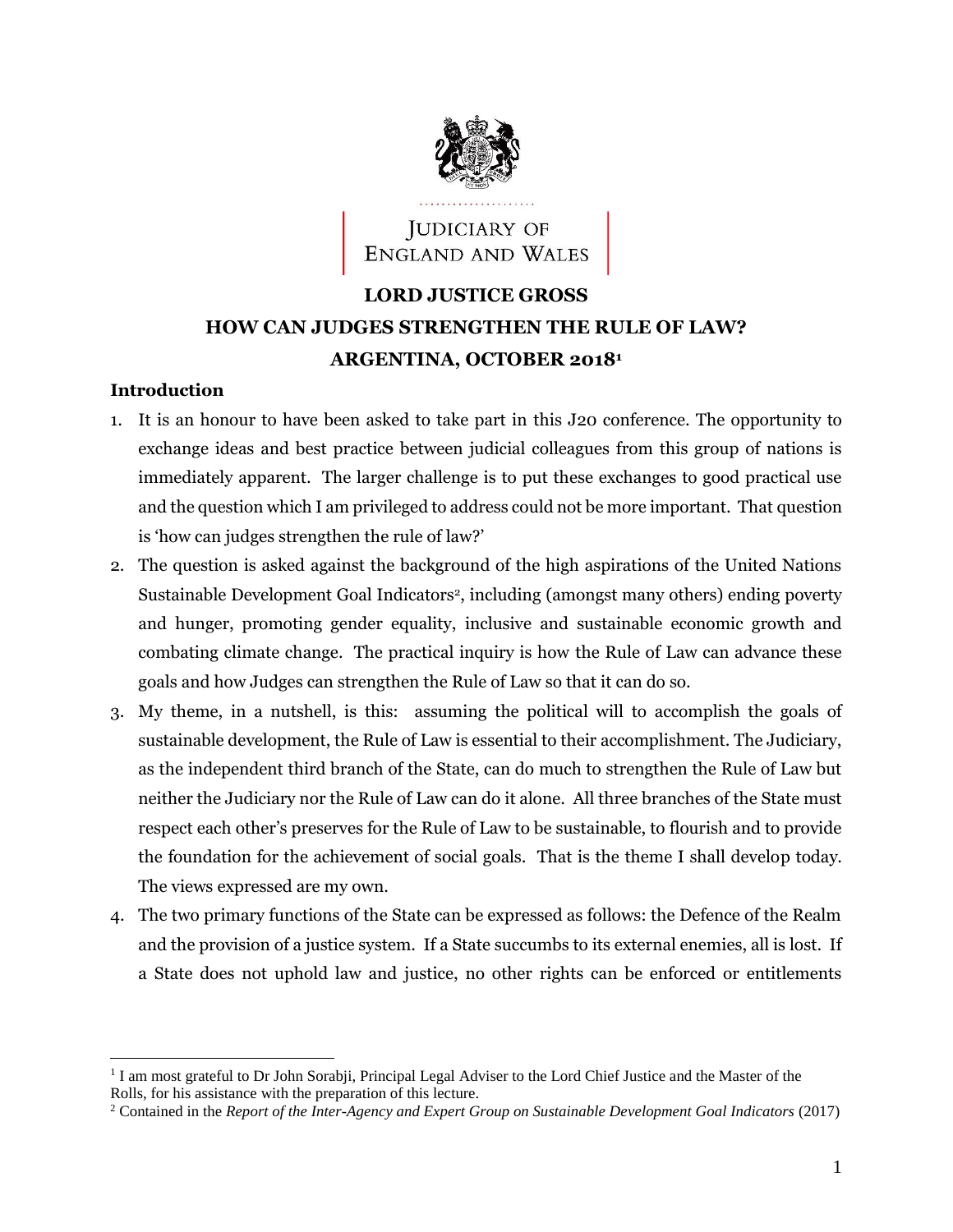JUDICIARY OF ENGLAND AND WALES

# LORD JUSTICE GROSS

# HOW CAN JUDGES STRENGTHEN THE RULE OF LAW?

# ARGENTINA, OCTOBER 2018[1]

## Introduction

1. It is an honour to have been asked to take part in this J20 conference. The opportunity to exchange ideas and best practice between judicial colleagues from this group of nations is immediately apparent. The larger challenge is to put these exchanges to good practical use and the question which I am privileged to address could not be more important. That question is 'how can judges strengthen the rule of law?'
2. The question is asked against the background of the high aspirations of the United Nations Sustainable Development Goal Indicators[2], including (amongst many others) ending poverty and hunger, promoting gender equality, inclusive and sustainable economic growth and combating climate change. The practical inquiry is how the Rule of Law can advance these goals and how Judges can strengthen the Rule of Law so that it can do so.
3. My theme, in a nutshell, is this: assuming the political will to accomplish the goals of sustainable development, the Rule of Law is essential to their accomplishment. The Judiciary, as the independent third branch of the State, can do much to strengthen the Rule of Law but neither the Judiciary nor the Rule of Law can do it alone. All three branches of the State must respect each other's preserves for the Rule of Law to be sustainable, to flourish and to provide the foundation for the achievement of social goals. That is the theme I shall develop today. The views expressed are my own.
4. The two primary functions of the State can be expressed as follows: the Defence of the Realm and the provision of a justice system. If a State succumbs to its external enemies, all is lost. If a State does not uphold law and justice, no other rights can be enforced or entitlements

---

[1] I am most grateful to Dr John Sorabji, Principal Legal Adviser to the Lord Chief Justice and the Master of the Rolls, for his assistance with the preparation of this lecture.

[2] Contained in the *Report of the Inter-Agency and Expert Group on Sustainable Development Goal Indicators* (2017)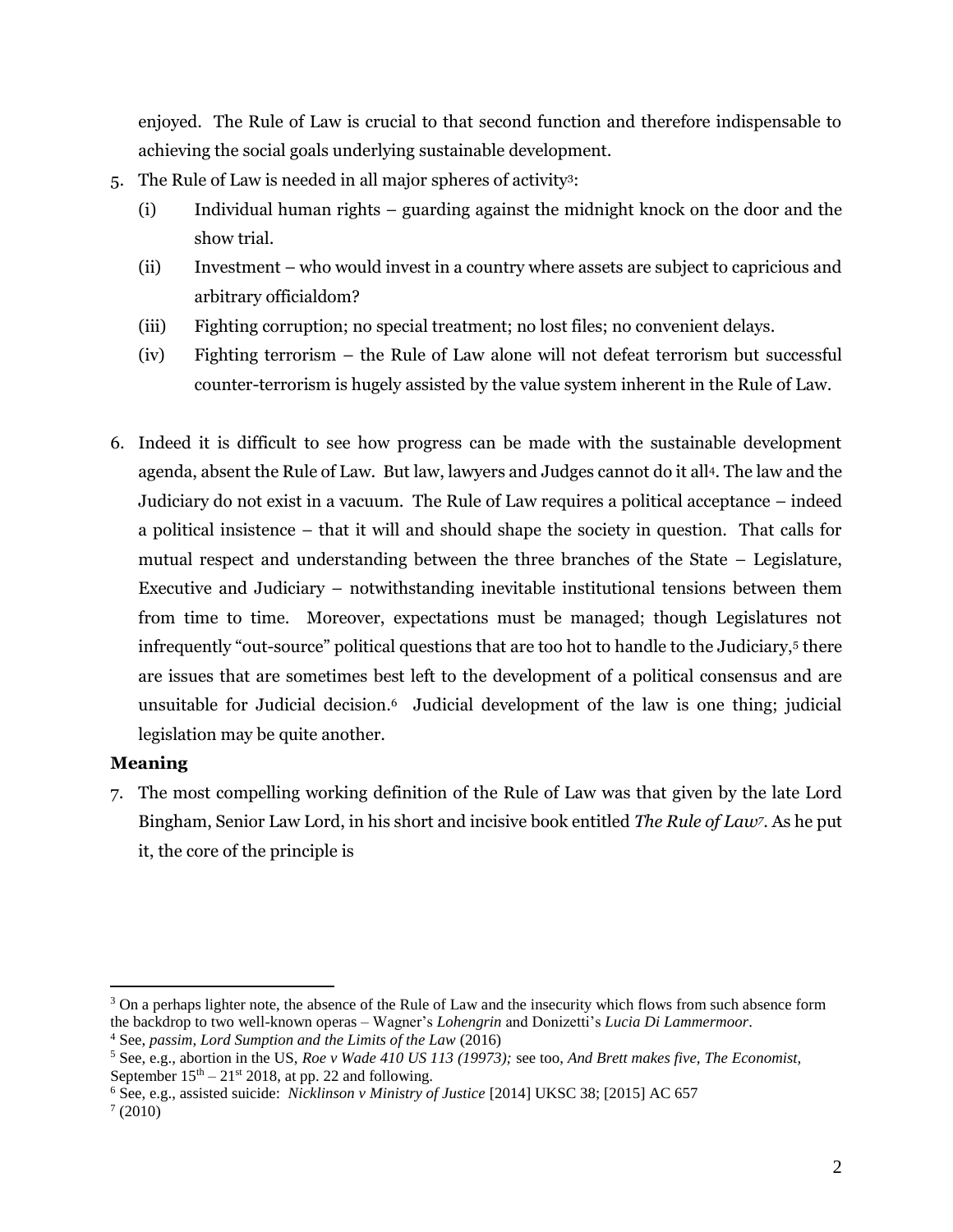enjoyed. The Rule of Law is crucial to that second function and therefore indispensable to achieving the social goals underlying sustainable development.

5. The Rule of Law is needed in all major spheres of activity[3]:
   (i) Individual human rights – guarding against the midnight knock on the door and the show trial.
   (ii) Investment – who would invest in a country where assets are subject to capricious and arbitrary officialdom?
   (iii) Fighting corruption; no special treatment; no lost files; no convenient delays.
   (iv) Fighting terrorism – the Rule of Law alone will not defeat terrorism but successful counter-terrorism is hugely assisted by the value system inherent in the Rule of Law.

6. Indeed it is difficult to see how progress can be made with the sustainable development agenda, absent the Rule of Law. But law, lawyers and Judges cannot do it all[4]. The law and the Judiciary do not exist in a vacuum. The Rule of Law requires a political acceptance – indeed a political insistence – that it will and should shape the society in question. That calls for mutual respect and understanding between the three branches of the State – Legislature, Executive and Judiciary – notwithstanding inevitable institutional tensions between them from time to time. Moreover, expectations must be managed; though Legislatures not infrequently "out-source" political questions that are too hot to handle to the Judiciary,[5] there are issues that are sometimes best left to the development of a political consensus and are unsuitable for Judicial decision.[6] Judicial development of the law is one thing; judicial legislation may be quite another.

**Meaning**

7. The most compelling working definition of the Rule of Law was that given by the late Lord Bingham, Senior Law Lord, in his short and incisive book entitled *The Rule of Law*[7]. As he put it, the core of the principle is

---

[3] On a perhaps lighter note, the absence of the Rule of Law and the insecurity which flows from such absence form the backdrop to two well-known operas – Wagner's *Lohengrin* and Donizetti's *Lucia Di Lammermoor*.

[4] See, *passim, Lord Sumption and the Limits of the Law* (2016)

[5] See, e.g., abortion in the US, *Roe v Wade 410 US 113 (19973);* see too, *And Brett makes five, The Economist,* September 15th – 21st 2018, at pp. 22 and following.

[6] See, e.g., assisted suicide: *Nicklinson v Ministry of Justice* [2014] UKSC 38; [2015] AC 657

[7] (2010)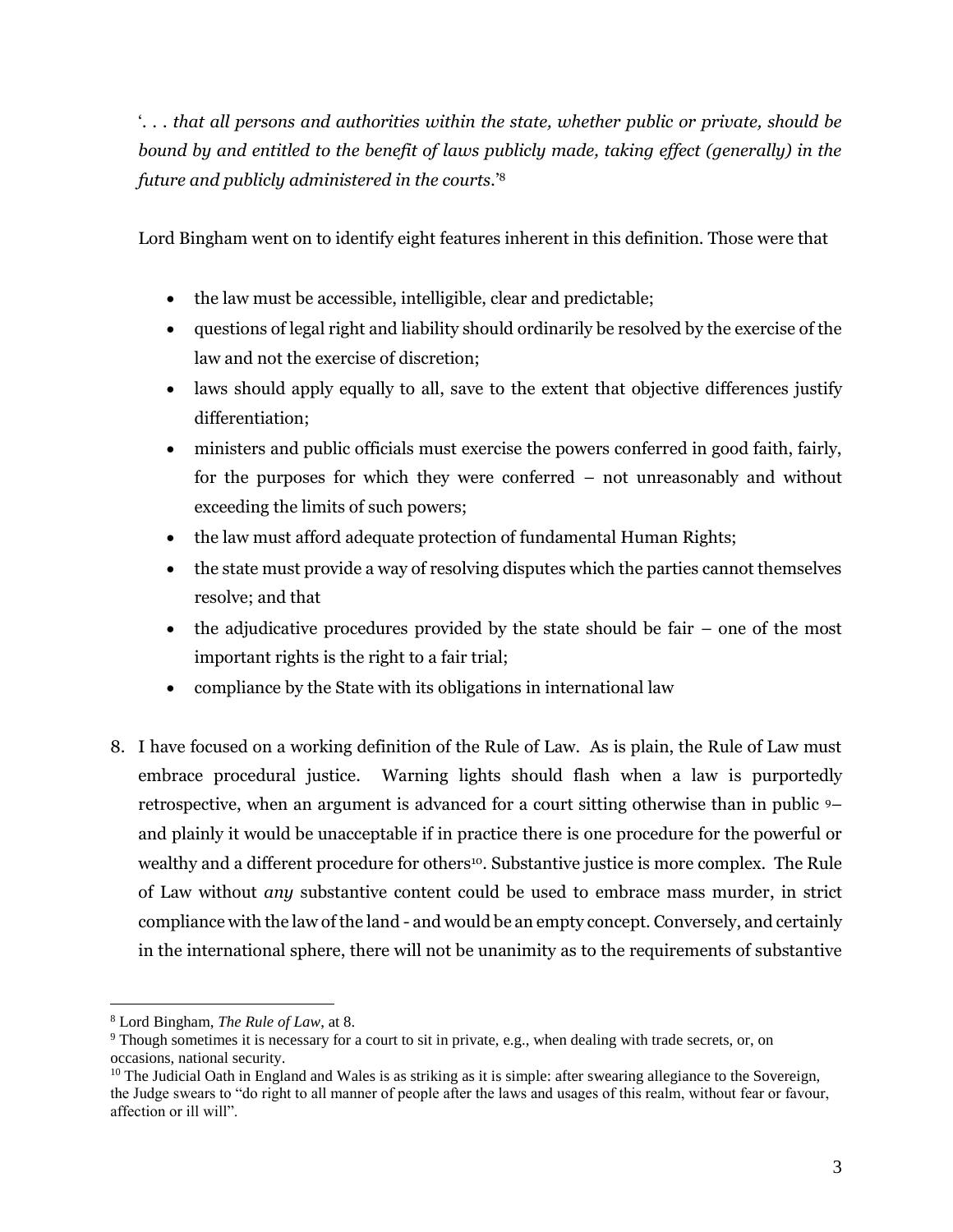'. . . *that all persons and authorities within the state, whether public or private, should be bound by and entitled to the benefit of laws publicly made, taking effect (generally) in the future and publicly administered in the courts*.'[8]

Lord Bingham went on to identify eight features inherent in this definition. Those were that

- the law must be accessible, intelligible, clear and predictable;
- questions of legal right and liability should ordinarily be resolved by the exercise of the law and not the exercise of discretion;
- laws should apply equally to all, save to the extent that objective differences justify differentiation;
- ministers and public officials must exercise the powers conferred in good faith, fairly, for the purposes for which they were conferred – not unreasonably and without exceeding the limits of such powers;
- the law must afford adequate protection of fundamental Human Rights;
- the state must provide a way of resolving disputes which the parties cannot themselves resolve; and that
- the adjudicative procedures provided by the state should be fair – one of the most important rights is the right to a fair trial;
- compliance by the State with its obligations in international law

8. I have focused on a working definition of the Rule of Law. As is plain, the Rule of Law must embrace procedural justice. Warning lights should flash when a law is purportedly retrospective, when an argument is advanced for a court sitting otherwise than in public [9]– and plainly it would be unacceptable if in practice there is one procedure for the powerful or wealthy and a different procedure for others[10]. Substantive justice is more complex. The Rule of Law without *any* substantive content could be used to embrace mass murder, in strict compliance with the law of the land - and would be an empty concept. Conversely, and certainly in the international sphere, there will not be unanimity as to the requirements of substantive

---

[8] Lord Bingham, *The Rule of Law*, at 8.

[9] Though sometimes it is necessary for a court to sit in private, e.g., when dealing with trade secrets, or, on occasions, national security.

[10] The Judicial Oath in England and Wales is as striking as it is simple: after swearing allegiance to the Sovereign, the Judge swears to "do right to all manner of people after the laws and usages of this realm, without fear or favour, affection or ill will".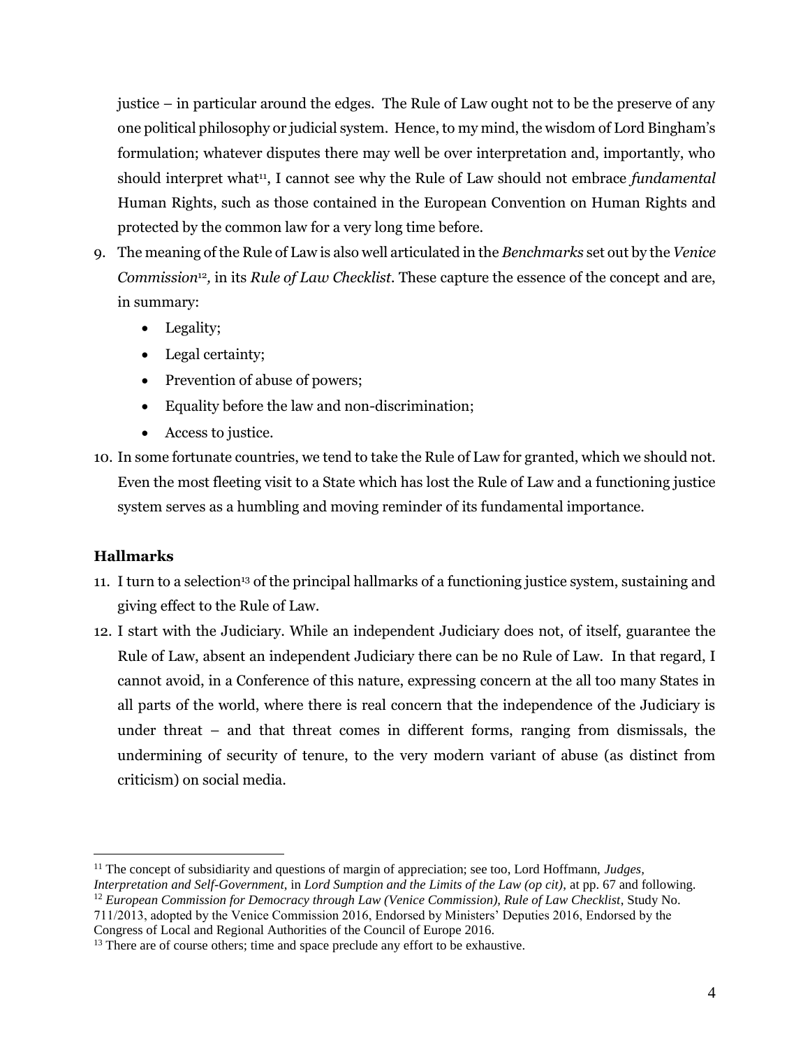justice – in particular around the edges. The Rule of Law ought not to be the preserve of any one political philosophy or judicial system. Hence, to my mind, the wisdom of Lord Bingham's formulation; whatever disputes there may well be over interpretation and, importantly, who should interpret what[11], I cannot see why the Rule of Law should not embrace *fundamental* Human Rights, such as those contained in the European Convention on Human Rights and protected by the common law for a very long time before.

9. The meaning of the Rule of Law is also well articulated in the *Benchmarks* set out by the *Venice Commission*[12], in its *Rule of Law Checklist*. These capture the essence of the concept and are, in summary:
   - Legality;
   - Legal certainty;
   - Prevention of abuse of powers;
   - Equality before the law and non-discrimination;
   - Access to justice.

10. In some fortunate countries, we tend to take the Rule of Law for granted, which we should not. Even the most fleeting visit to a State which has lost the Rule of Law and a functioning justice system serves as a humbling and moving reminder of its fundamental importance.

**Hallmarks**

11. I turn to a selection[13] of the principal hallmarks of a functioning justice system, sustaining and giving effect to the Rule of Law.

12. I start with the Judiciary. While an independent Judiciary does not, of itself, guarantee the Rule of Law, absent an independent Judiciary there can be no Rule of Law. In that regard, I cannot avoid, in a Conference of this nature, expressing concern at the all too many States in all parts of the world, where there is real concern that the independence of the Judiciary is under threat – and that threat comes in different forms, ranging from dismissals, the undermining of security of tenure, to the very modern variant of abuse (as distinct from criticism) on social media.

---

[11] The concept of subsidiarity and questions of margin of appreciation; see too, Lord Hoffmann, *Judges, Interpretation and Self-Government*, in *Lord Sumption and the Limits of the Law (op cit)*, at pp. 67 and following.

[12] *European Commission for Democracy through Law (Venice Commission), Rule of Law Checklist*, Study No. 711/2013, adopted by the Venice Commission 2016, Endorsed by Ministers' Deputies 2016, Endorsed by the Congress of Local and Regional Authorities of the Council of Europe 2016.

[13] There are of course others; time and space preclude any effort to be exhaustive.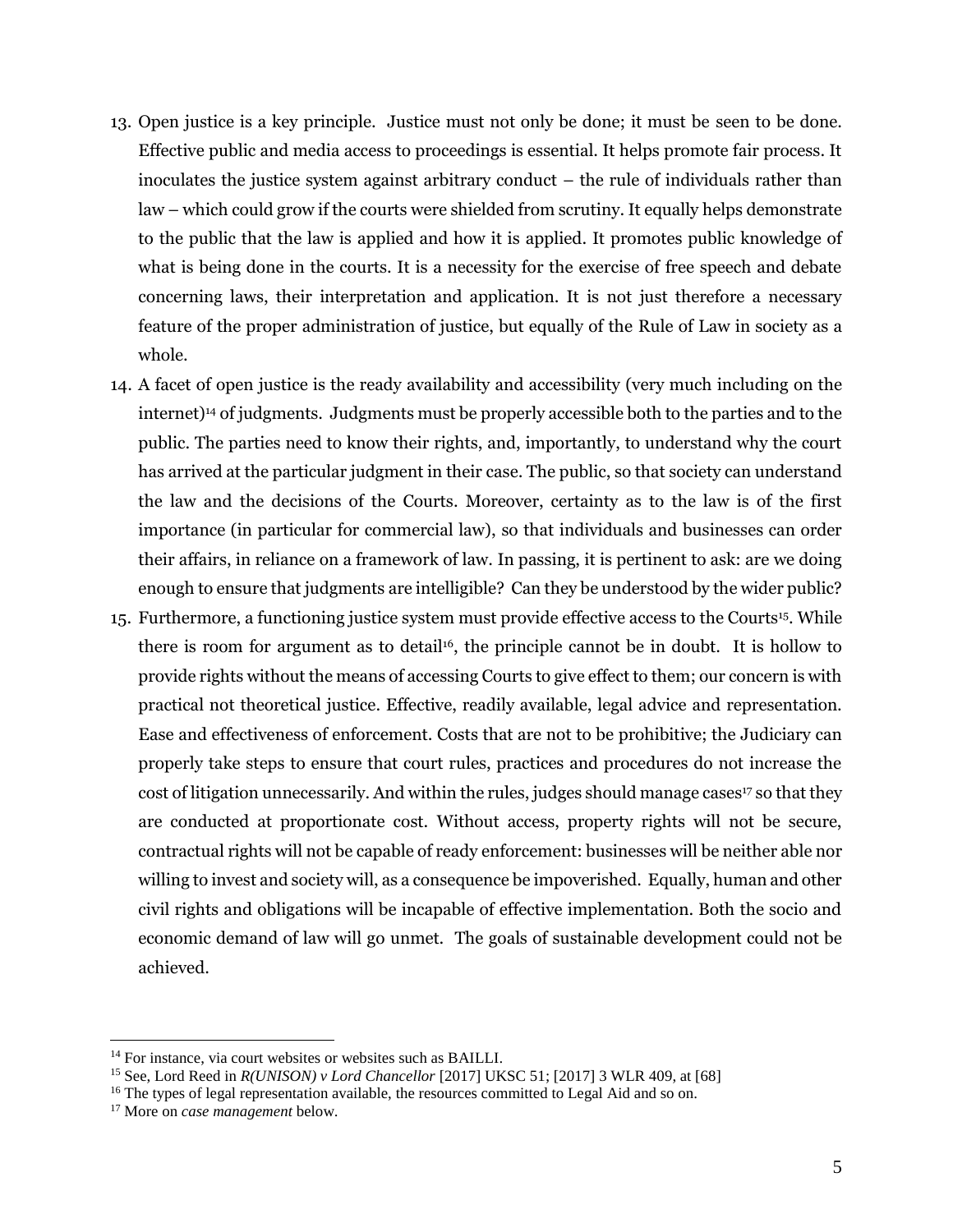13. Open justice is a key principle. Justice must not only be done; it must be seen to be done. Effective public and media access to proceedings is essential. It helps promote fair process. It inoculates the justice system against arbitrary conduct – the rule of individuals rather than law – which could grow if the courts were shielded from scrutiny. It equally helps demonstrate to the public that the law is applied and how it is applied. It promotes public knowledge of what is being done in the courts. It is a necessity for the exercise of free speech and debate concerning laws, their interpretation and application. It is not just therefore a necessary feature of the proper administration of justice, but equally of the Rule of Law in society as a whole.

14. A facet of open justice is the ready availability and accessibility (very much including on the internet)[14] of judgments. Judgments must be properly accessible both to the parties and to the public. The parties need to know their rights, and, importantly, to understand why the court has arrived at the particular judgment in their case. The public, so that society can understand the law and the decisions of the Courts. Moreover, certainty as to the law is of the first importance (in particular for commercial law), so that individuals and businesses can order their affairs, in reliance on a framework of law. In passing, it is pertinent to ask: are we doing enough to ensure that judgments are intelligible? Can they be understood by the wider public?

15. Furthermore, a functioning justice system must provide effective access to the Courts[15]. While there is room for argument as to detail[16], the principle cannot be in doubt. It is hollow to provide rights without the means of accessing Courts to give effect to them; our concern is with practical not theoretical justice. Effective, readily available, legal advice and representation. Ease and effectiveness of enforcement. Costs that are not to be prohibitive; the Judiciary can properly take steps to ensure that court rules, practices and procedures do not increase the cost of litigation unnecessarily. And within the rules, judges should manage cases[17] so that they are conducted at proportionate cost. Without access, property rights will not be secure, contractual rights will not be capable of ready enforcement: businesses will be neither able nor willing to invest and society will, as a consequence be impoverished. Equally, human and other civil rights and obligations will be incapable of effective implementation. Both the socio and economic demand of law will go unmet. The goals of sustainable development could not be achieved.

---

[14] For instance, via court websites or websites such as BAILLI.

[15] See, Lord Reed in *R(UNISON) v Lord Chancellor* [2017] UKSC 51; [2017] 3 WLR 409, at [68]

[16] The types of legal representation available, the resources committed to Legal Aid and so on.

[17] More on *case management* below.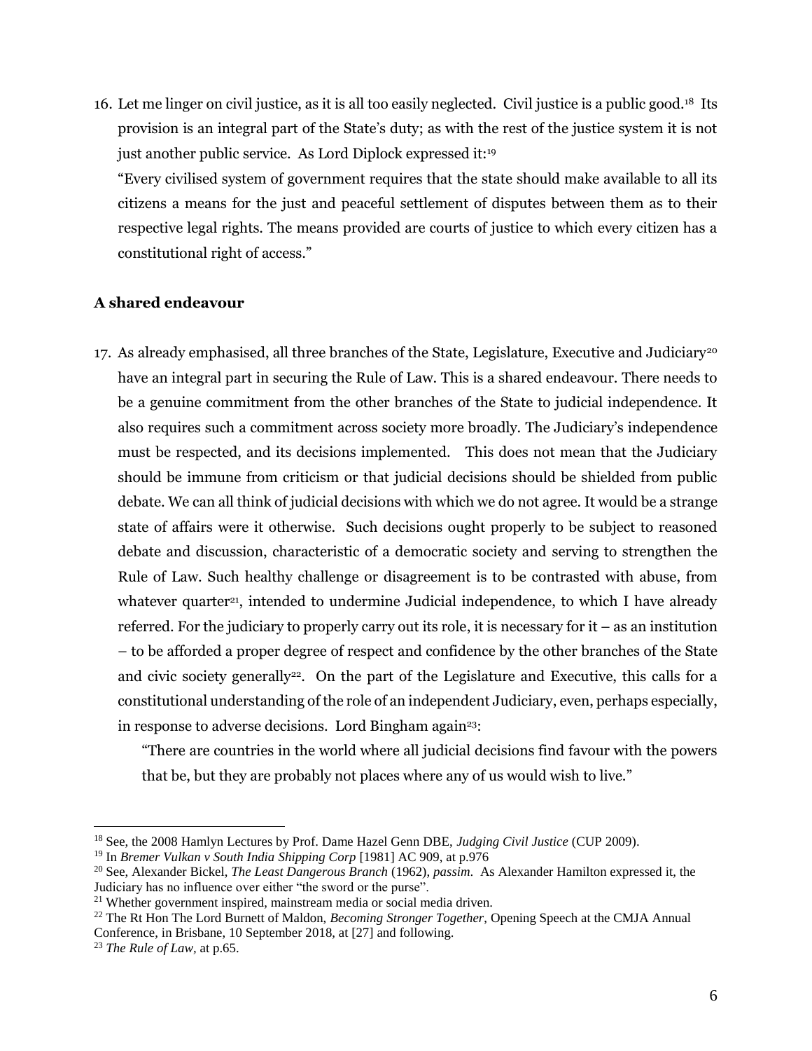16. Let me linger on civil justice, as it is all too easily neglected. Civil justice is a public good.[18] Its provision is an integral part of the State's duty; as with the rest of the justice system it is not just another public service. As Lord Diplock expressed it:[19]

    "Every civilised system of government requires that the state should make available to all its citizens a means for the just and peaceful settlement of disputes between them as to their respective legal rights. The means provided are courts of justice to which every citizen has a constitutional right of access."

**A shared endeavour**

17. As already emphasised, all three branches of the State, Legislature, Executive and Judiciary[20] have an integral part in securing the Rule of Law. This is a shared endeavour. There needs to be a genuine commitment from the other branches of the State to judicial independence. It also requires such a commitment across society more broadly. The Judiciary's independence must be respected, and its decisions implemented. This does not mean that the Judiciary should be immune from criticism or that judicial decisions should be shielded from public debate. We can all think of judicial decisions with which we do not agree. It would be a strange state of affairs were it otherwise. Such decisions ought properly to be subject to reasoned debate and discussion, characteristic of a democratic society and serving to strengthen the Rule of Law. Such healthy challenge or disagreement is to be contrasted with abuse, from whatever quarter[21], intended to undermine Judicial independence, to which I have already referred. For the judiciary to properly carry out its role, it is necessary for it – as an institution – to be afforded a proper degree of respect and confidence by the other branches of the State and civic society generally[22]. On the part of the Legislature and Executive, this calls for a constitutional understanding of the role of an independent Judiciary, even, perhaps especially, in response to adverse decisions. Lord Bingham again[23]:

    "There are countries in the world where all judicial decisions find favour with the powers that be, but they are probably not places where any of us would wish to live."

---

[18] See, the 2008 Hamlyn Lectures by Prof. Dame Hazel Genn DBE, *Judging Civil Justice* (CUP 2009).

[19] In *Bremer Vulkan v South India Shipping Corp* [1981] AC 909, at p.976

[20] See, Alexander Bickel, *The Least Dangerous Branch* (1962), *passim*. As Alexander Hamilton expressed it, the Judiciary has no influence over either "the sword or the purse".

[21] Whether government inspired, mainstream media or social media driven.

[22] The Rt Hon The Lord Burnett of Maldon, *Becoming Stronger Together*, Opening Speech at the CMJA Annual Conference, in Brisbane, 10 September 2018, at [27] and following.

[23] *The Rule of Law,* at p.65.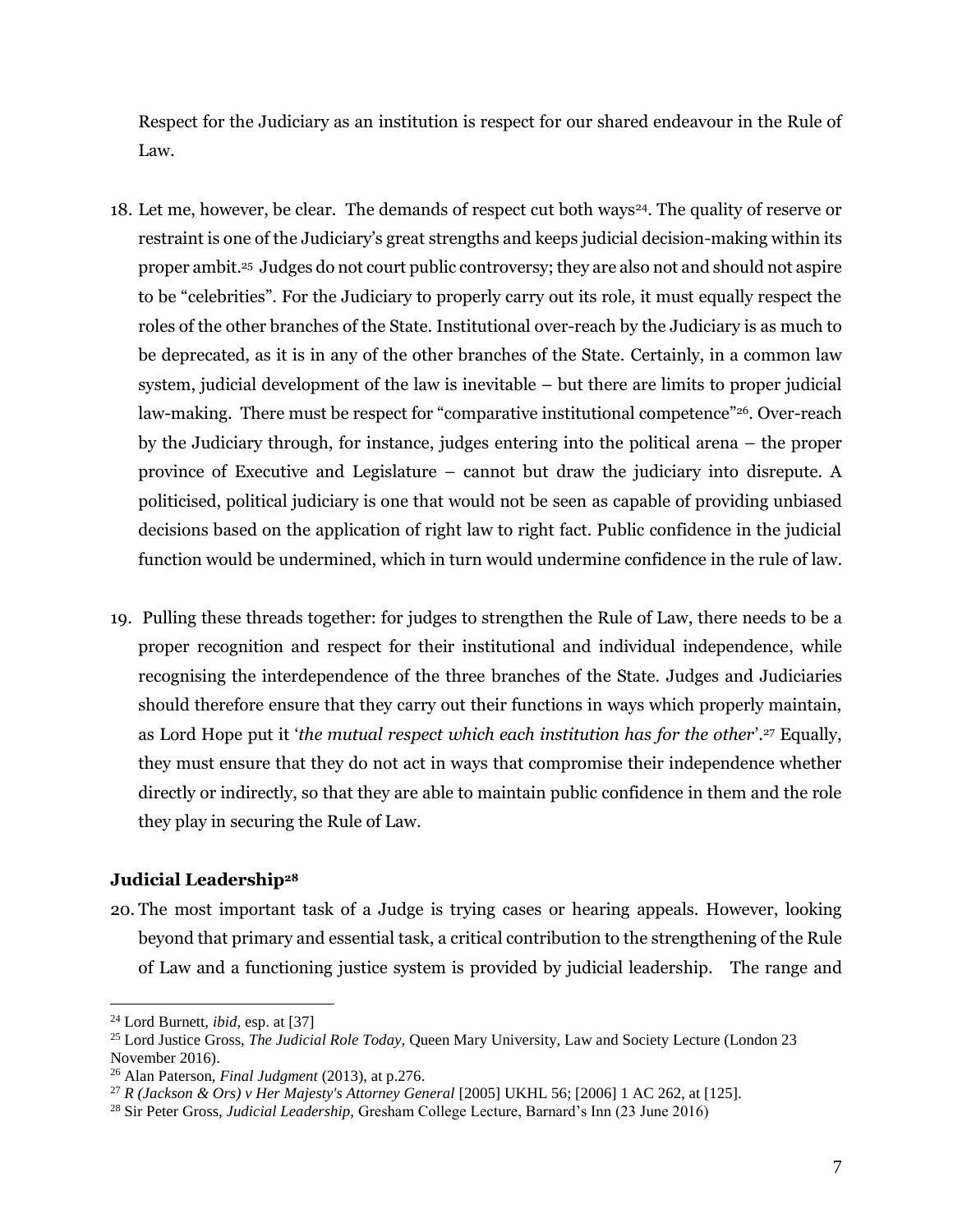Respect for the Judiciary as an institution is respect for our shared endeavour in the Rule of Law.

18. Let me, however, be clear. The demands of respect cut both ways[24]. The quality of reserve or restraint is one of the Judiciary's great strengths and keeps judicial decision-making within its proper ambit.[25] Judges do not court public controversy; they are also not and should not aspire to be "celebrities". For the Judiciary to properly carry out its role, it must equally respect the roles of the other branches of the State. Institutional over-reach by the Judiciary is as much to be deprecated, as it is in any of the other branches of the State. Certainly, in a common law system, judicial development of the law is inevitable – but there are limits to proper judicial law-making. There must be respect for "comparative institutional competence"[26]. Over-reach by the Judiciary through, for instance, judges entering into the political arena – the proper province of Executive and Legislature – cannot but draw the judiciary into disrepute. A politicised, political judiciary is one that would not be seen as capable of providing unbiased decisions based on the application of right law to right fact. Public confidence in the judicial function would be undermined, which in turn would undermine confidence in the rule of law.

19. Pulling these threads together: for judges to strengthen the Rule of Law, there needs to be a proper recognition and respect for their institutional and individual independence, while recognising the interdependence of the three branches of the State. Judges and Judiciaries should therefore ensure that they carry out their functions in ways which properly maintain, as Lord Hope put it '*the mutual respect which each institution has for the other*'.[27] Equally, they must ensure that they do not act in ways that compromise their independence whether directly or indirectly, so that they are able to maintain public confidence in them and the role they play in securing the Rule of Law.

### Judicial Leadership[28]

20. The most important task of a Judge is trying cases or hearing appeals. However, looking beyond that primary and essential task, a critical contribution to the strengthening of the Rule of Law and a functioning justice system is provided by judicial leadership. The range and

---

[24] Lord Burnett, *ibid*, esp. at [37]

[25] Lord Justice Gross, *The Judicial Role Today*, Queen Mary University, Law and Society Lecture (London 23 November 2016).

[26] Alan Paterson, *Final Judgment* (2013), at p.276.

[27] *R (Jackson & Ors) v Her Majesty's Attorney General* [2005] UKHL 56; [2006] 1 AC 262, at [125].

[28] Sir Peter Gross, *Judicial Leadership*, Gresham College Lecture, Barnard's Inn (23 June 2016)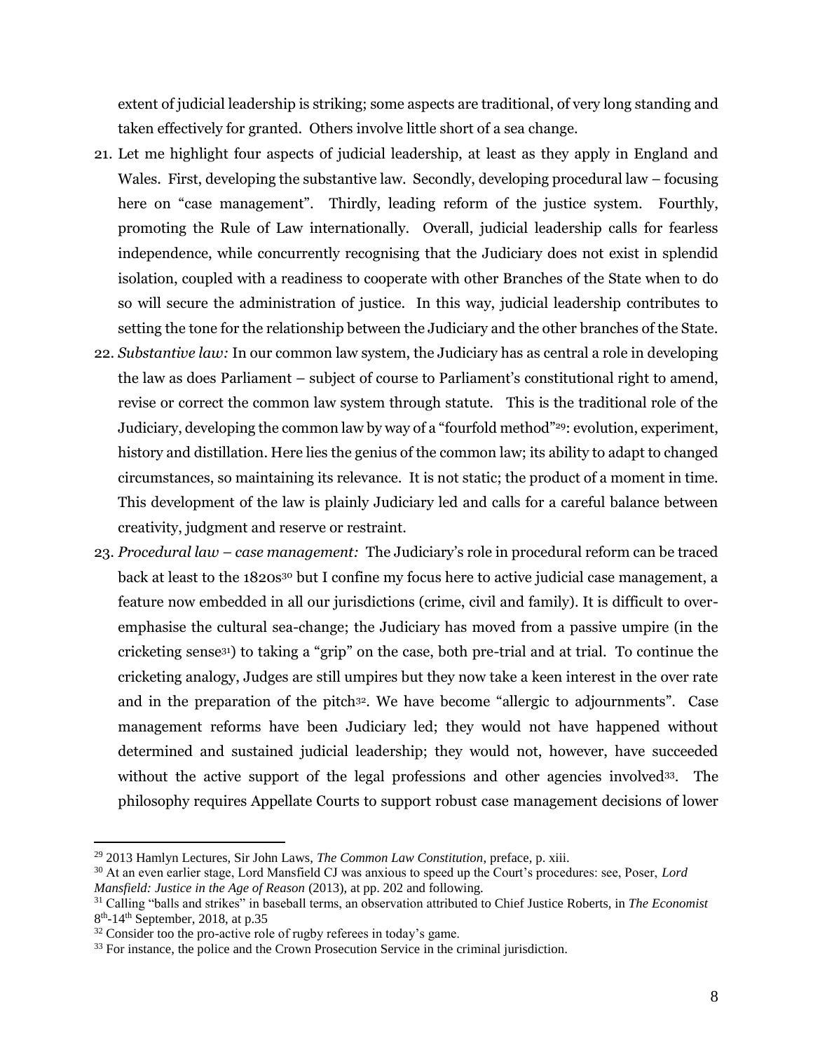extent of judicial leadership is striking; some aspects are traditional, of very long standing and taken effectively for granted. Others involve little short of a sea change.

21. Let me highlight four aspects of judicial leadership, at least as they apply in England and Wales. First, developing the substantive law. Secondly, developing procedural law – focusing here on "case management". Thirdly, leading reform of the justice system. Fourthly, promoting the Rule of Law internationally. Overall, judicial leadership calls for fearless independence, while concurrently recognising that the Judiciary does not exist in splendid isolation, coupled with a readiness to cooperate with other Branches of the State when to do so will secure the administration of justice. In this way, judicial leadership contributes to setting the tone for the relationship between the Judiciary and the other branches of the State.

22. *Substantive law:* In our common law system, the Judiciary has as central a role in developing the law as does Parliament – subject of course to Parliament's constitutional right to amend, revise or correct the common law system through statute. This is the traditional role of the Judiciary, developing the common law by way of a "fourfold method"[29]: evolution, experiment, history and distillation. Here lies the genius of the common law; its ability to adapt to changed circumstances, so maintaining its relevance. It is not static; the product of a moment in time. This development of the law is plainly Judiciary led and calls for a careful balance between creativity, judgment and reserve or restraint.

23. *Procedural law – case management:* The Judiciary's role in procedural reform can be traced back at least to the 1820s[30] but I confine my focus here to active judicial case management, a feature now embedded in all our jurisdictions (crime, civil and family). It is difficult to over-emphasise the cultural sea-change; the Judiciary has moved from a passive umpire (in the cricketing sense[31]) to taking a "grip" on the case, both pre-trial and at trial. To continue the cricketing analogy, Judges are still umpires but they now take a keen interest in the over rate and in the preparation of the pitch[32]. We have become "allergic to adjournments". Case management reforms have been Judiciary led; they would not have happened without determined and sustained judicial leadership; they would not, however, have succeeded without the active support of the legal professions and other agencies involved[33]. The philosophy requires Appellate Courts to support robust case management decisions of lower

---

[29] 2013 Hamlyn Lectures, Sir John Laws, *The Common Law Constitution*, preface, p. xiii.

[30] At an even earlier stage, Lord Mansfield CJ was anxious to speed up the Court's procedures: see, Poser, *Lord Mansfield: Justice in the Age of Reason* (2013), at pp. 202 and following.

[31] Calling "balls and strikes" in baseball terms, an observation attributed to Chief Justice Roberts, in *The Economist* 8th-14th September, 2018, at p.35

[32] Consider too the pro-active role of rugby referees in today's game.

[33] For instance, the police and the Crown Prosecution Service in the criminal jurisdiction.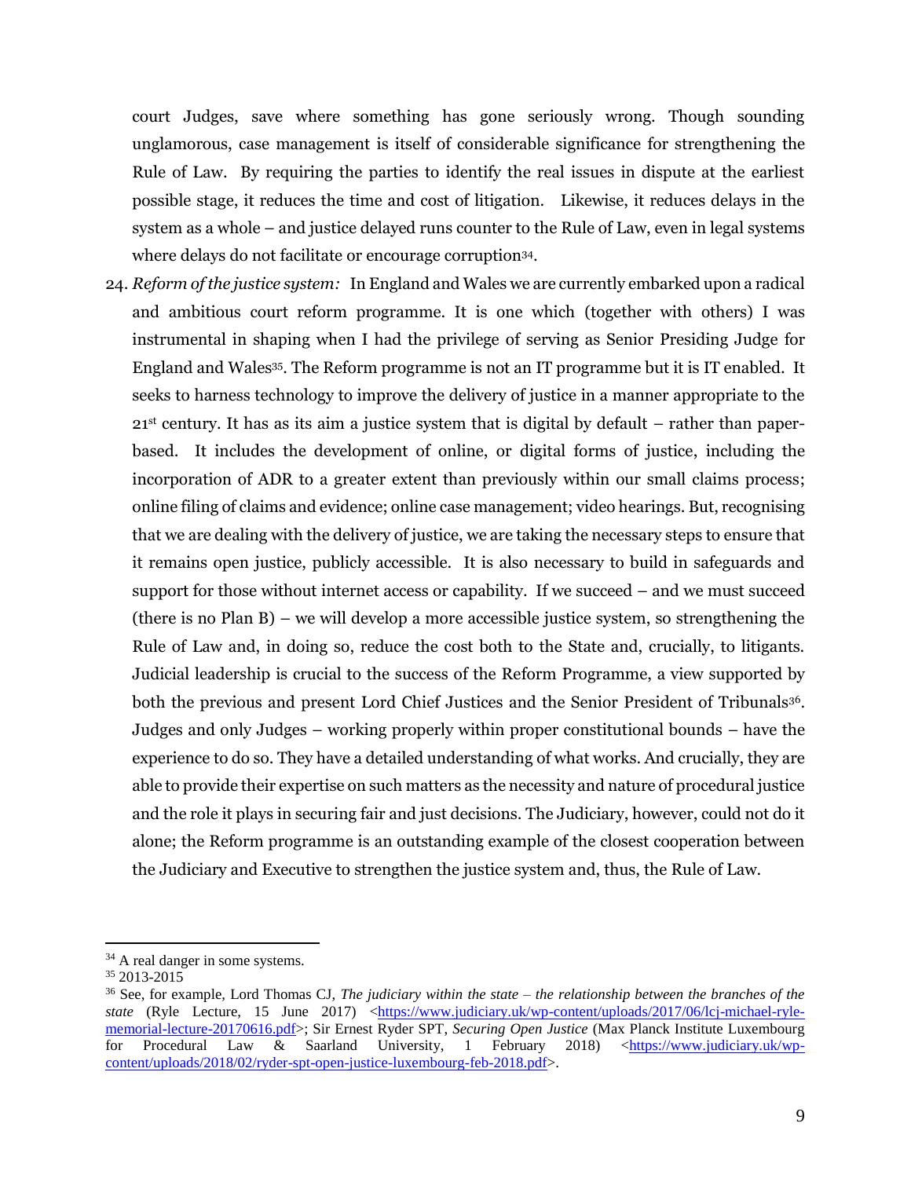court Judges, save where something has gone seriously wrong. Though sounding unglamorous, case management is itself of considerable significance for strengthening the Rule of Law. By requiring the parties to identify the real issues in dispute at the earliest possible stage, it reduces the time and cost of litigation. Likewise, it reduces delays in the system as a whole – and justice delayed runs counter to the Rule of Law, even in legal systems where delays do not facilitate or encourage corruption[34].

24. *Reform of the justice system:* In England and Wales we are currently embarked upon a radical and ambitious court reform programme. It is one which (together with others) I was instrumental in shaping when I had the privilege of serving as Senior Presiding Judge for England and Wales[35]. The Reform programme is not an IT programme but it is IT enabled. It seeks to harness technology to improve the delivery of justice in a manner appropriate to the 21st century. It has as its aim a justice system that is digital by default – rather than paper-based. It includes the development of online, or digital forms of justice, including the incorporation of ADR to a greater extent than previously within our small claims process; online filing of claims and evidence; online case management; video hearings. But, recognising that we are dealing with the delivery of justice, we are taking the necessary steps to ensure that it remains open justice, publicly accessible. It is also necessary to build in safeguards and support for those without internet access or capability. If we succeed – and we must succeed (there is no Plan B) – we will develop a more accessible justice system, so strengthening the Rule of Law and, in doing so, reduce the cost both to the State and, crucially, to litigants. Judicial leadership is crucial to the success of the Reform Programme, a view supported by both the previous and present Lord Chief Justices and the Senior President of Tribunals[36]. Judges and only Judges – working properly within proper constitutional bounds – have the experience to do so. They have a detailed understanding of what works. And crucially, they are able to provide their expertise on such matters as the necessity and nature of procedural justice and the role it plays in securing fair and just decisions. The Judiciary, however, could not do it alone; the Reform programme is an outstanding example of the closest cooperation between the Judiciary and Executive to strengthen the justice system and, thus, the Rule of Law.

---

[34] A real danger in some systems.

[35] 2013-2015

[36] See, for example, Lord Thomas CJ, *The judiciary within the state – the relationship between the branches of the state* (Ryle Lecture, 15 June 2017) <https://www.judiciary.uk/wp-content/uploads/2017/06/lcj-michael-ryle-memorial-lecture-20170616.pdf>; Sir Ernest Ryder SPT, *Securing Open Justice* (Max Planck Institute Luxembourg for Procedural Law & Saarland University, 1 February 2018) <https://www.judiciary.uk/wp-content/uploads/2018/02/ryder-spt-open-justice-luxembourg-feb-2018.pdf>.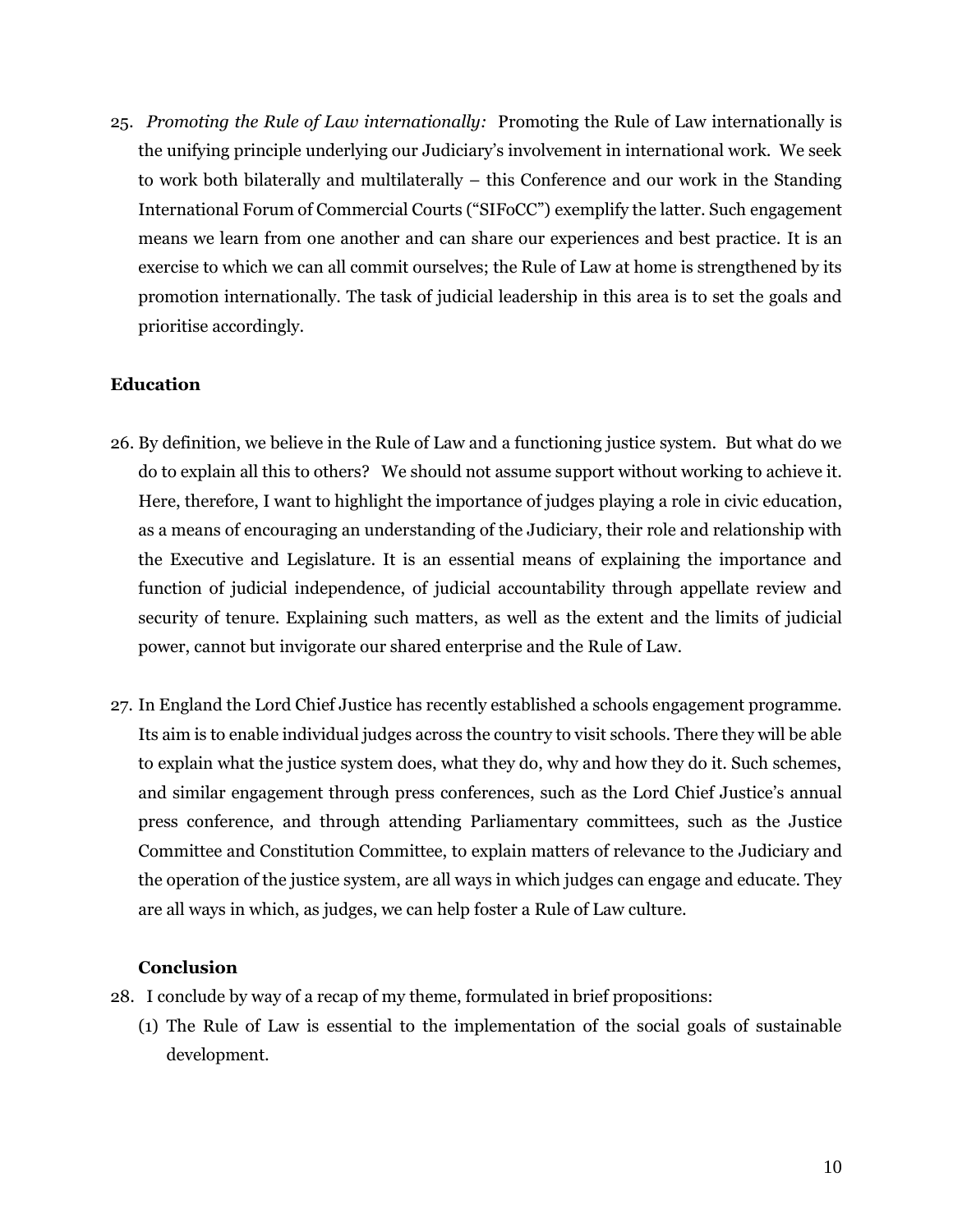25. *Promoting the Rule of Law internationally:* Promoting the Rule of Law internationally is the unifying principle underlying our Judiciary's involvement in international work. We seek to work both bilaterally and multilaterally – this Conference and our work in the Standing International Forum of Commercial Courts ("SIFoCC") exemplify the latter. Such engagement means we learn from one another and can share our experiences and best practice. It is an exercise to which we can all commit ourselves; the Rule of Law at home is strengthened by its promotion internationally. The task of judicial leadership in this area is to set the goals and prioritise accordingly.

## Education

26. By definition, we believe in the Rule of Law and a functioning justice system. But what do we do to explain all this to others? We should not assume support without working to achieve it. Here, therefore, I want to highlight the importance of judges playing a role in civic education, as a means of encouraging an understanding of the Judiciary, their role and relationship with the Executive and Legislature. It is an essential means of explaining the importance and function of judicial independence, of judicial accountability through appellate review and security of tenure. Explaining such matters, as well as the extent and the limits of judicial power, cannot but invigorate our shared enterprise and the Rule of Law.

27. In England the Lord Chief Justice has recently established a schools engagement programme. Its aim is to enable individual judges across the country to visit schools. There they will be able to explain what the justice system does, what they do, why and how they do it. Such schemes, and similar engagement through press conferences, such as the Lord Chief Justice's annual press conference, and through attending Parliamentary committees, such as the Justice Committee and Constitution Committee, to explain matters of relevance to the Judiciary and the operation of the justice system, are all ways in which judges can engage and educate. They are all ways in which, as judges, we can help foster a Rule of Law culture.

## Conclusion

28. I conclude by way of a recap of my theme, formulated in brief propositions:

    (1) The Rule of Law is essential to the implementation of the social goals of sustainable development.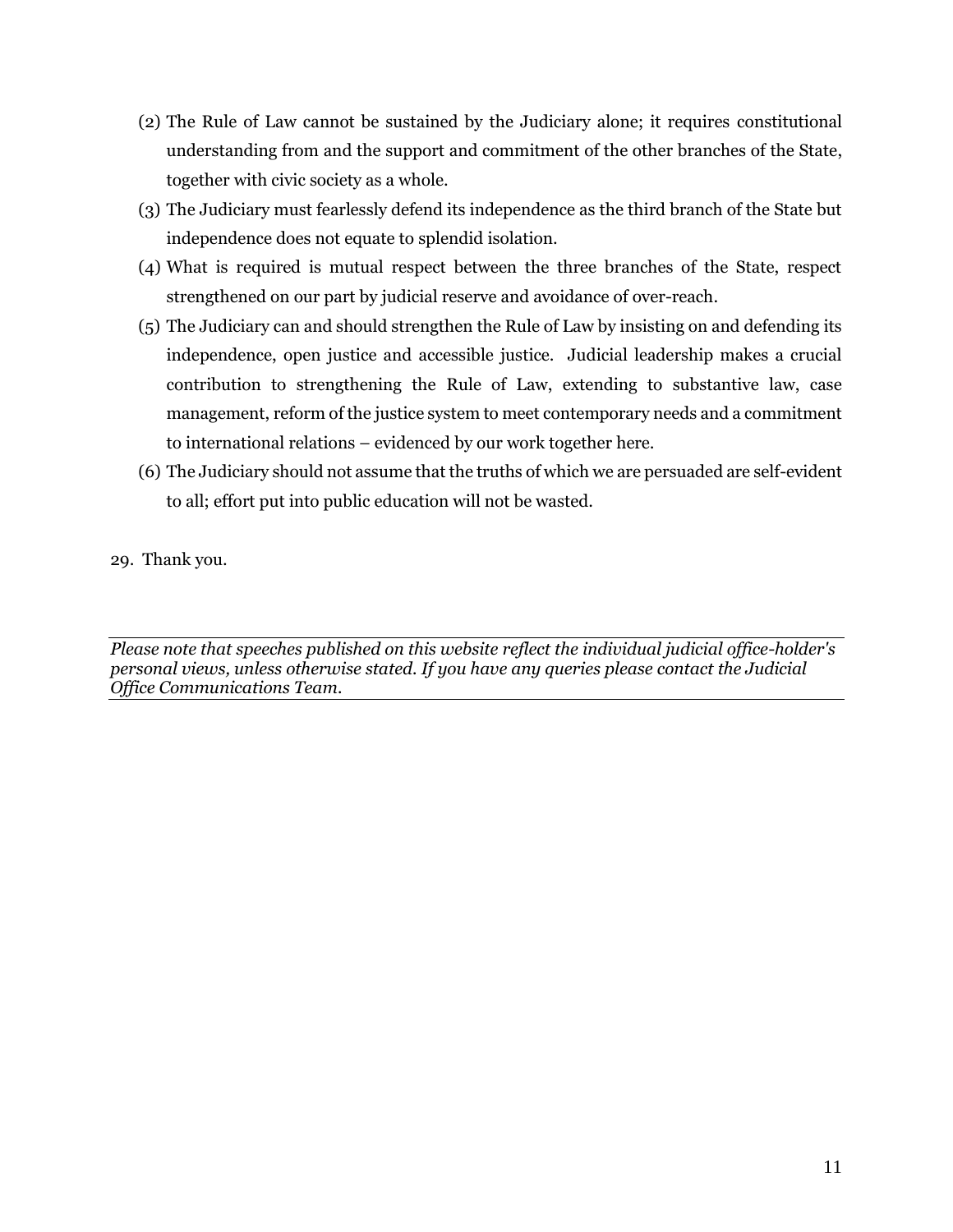(2) The Rule of Law cannot be sustained by the Judiciary alone; it requires constitutional understanding from and the support and commitment of the other branches of the State, together with civic society as a whole.

(3) The Judiciary must fearlessly defend its independence as the third branch of the State but independence does not equate to splendid isolation.

(4) What is required is mutual respect between the three branches of the State, respect strengthened on our part by judicial reserve and avoidance of over-reach.

(5) The Judiciary can and should strengthen the Rule of Law by insisting on and defending its independence, open justice and accessible justice. Judicial leadership makes a crucial contribution to strengthening the Rule of Law, extending to substantive law, case management, reform of the justice system to meet contemporary needs and a commitment to international relations – evidenced by our work together here.

(6) The Judiciary should not assume that the truths of which we are persuaded are self-evident to all; effort put into public education will not be wasted.

29. Thank you.

---

*Please note that speeches published on this website reflect the individual judicial office-holder's personal views, unless otherwise stated. If you have any queries please contact the Judicial Office Communications Team.*

---